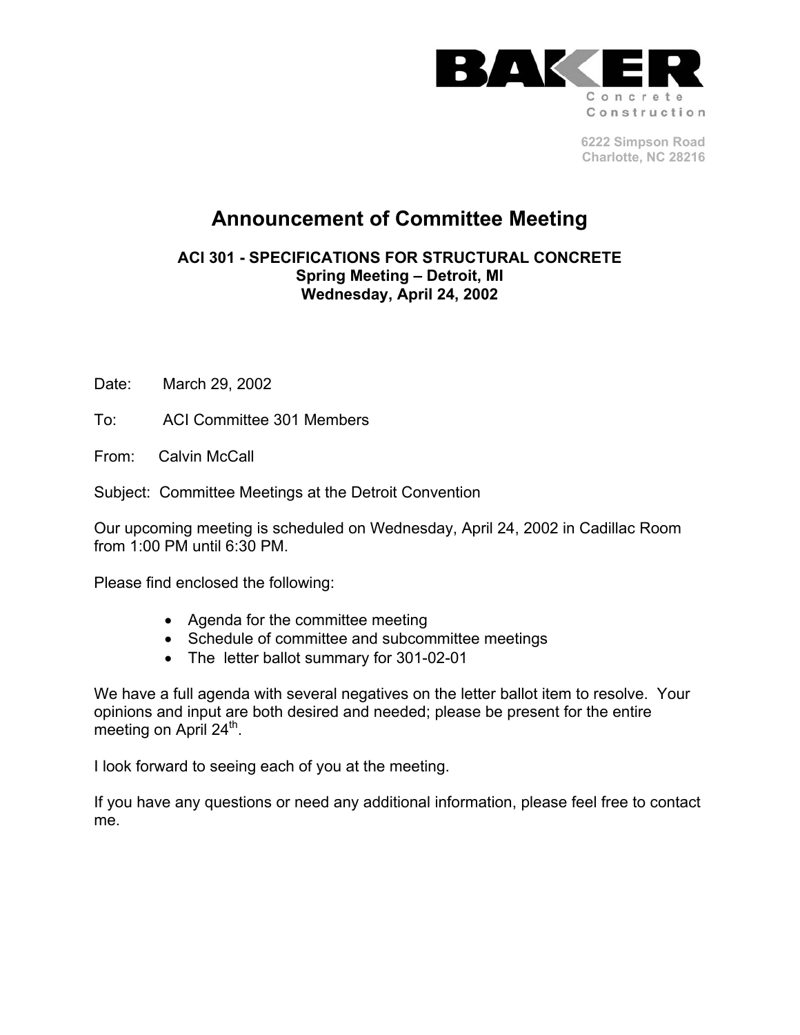**BAKER**
Concrete
Construction

6222 Simpson Road
Charlotte, NC 28216

# Announcement of Committee Meeting

**ACI 301 - SPECIFICATIONS FOR STRUCTURAL CONCRETE**
**Spring Meeting – Detroit, MI**
**Wednesday, April 24, 2002**

Date: March 29, 2002

To: ACI Committee 301 Members

From: Calvin McCall

Subject: Committee Meetings at the Detroit Convention

Our upcoming meeting is scheduled on Wednesday, April 24, 2002 in Cadillac Room from 1:00 PM until 6:30 PM.

Please find enclosed the following:

- Agenda for the committee meeting
- Schedule of committee and subcommittee meetings
- The letter ballot summary for 301-02-01

We have a full agenda with several negatives on the letter ballot item to resolve. Your opinions and input are both desired and needed; please be present for the entire meeting on April 24th.

I look forward to seeing each of you at the meeting.

If you have any questions or need any additional information, please feel free to contact me.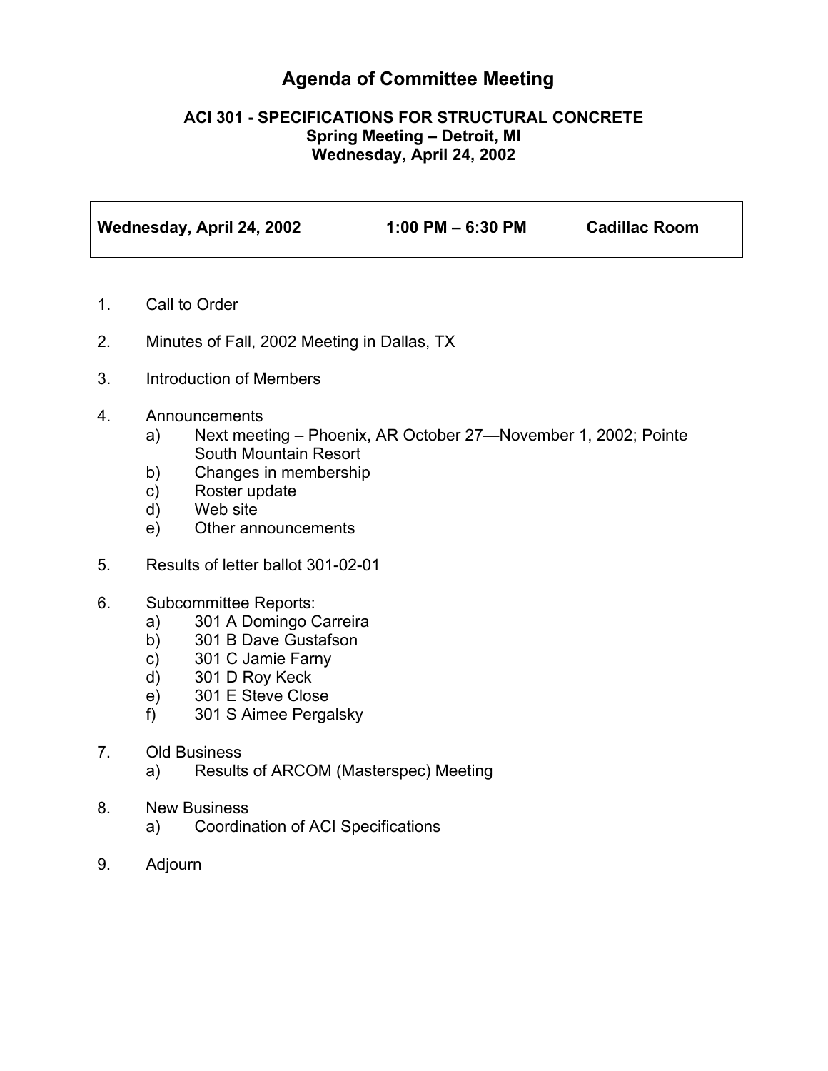# Agenda of Committee Meeting

**ACI 301 - SPECIFICATIONS FOR STRUCTURAL CONCRETE**
**Spring Meeting – Detroit, MI**
**Wednesday, April 24, 2002**

| **Wednesday, April 24, 2002** | **1:00 PM – 6:30 PM** | **Cadillac Room** |
|---|---|---|

1. Call to Order

2. Minutes of Fall, 2002 Meeting in Dallas, TX

3. Introduction of Members

4. Announcements
   a) Next meeting – Phoenix, AR October 27—November 1, 2002; Pointe South Mountain Resort
   b) Changes in membership
   c) Roster update
   d) Web site
   e) Other announcements

5. Results of letter ballot 301-02-01

6. Subcommittee Reports:
   a) 301 A Domingo Carreira
   b) 301 B Dave Gustafson
   c) 301 C Jamie Farny
   d) 301 D Roy Keck
   e) 301 E Steve Close
   f) 301 S Aimee Pergalsky

7. Old Business
   a) Results of ARCOM (Masterspec) Meeting

8. New Business
   a) Coordination of ACI Specifications

9. Adjourn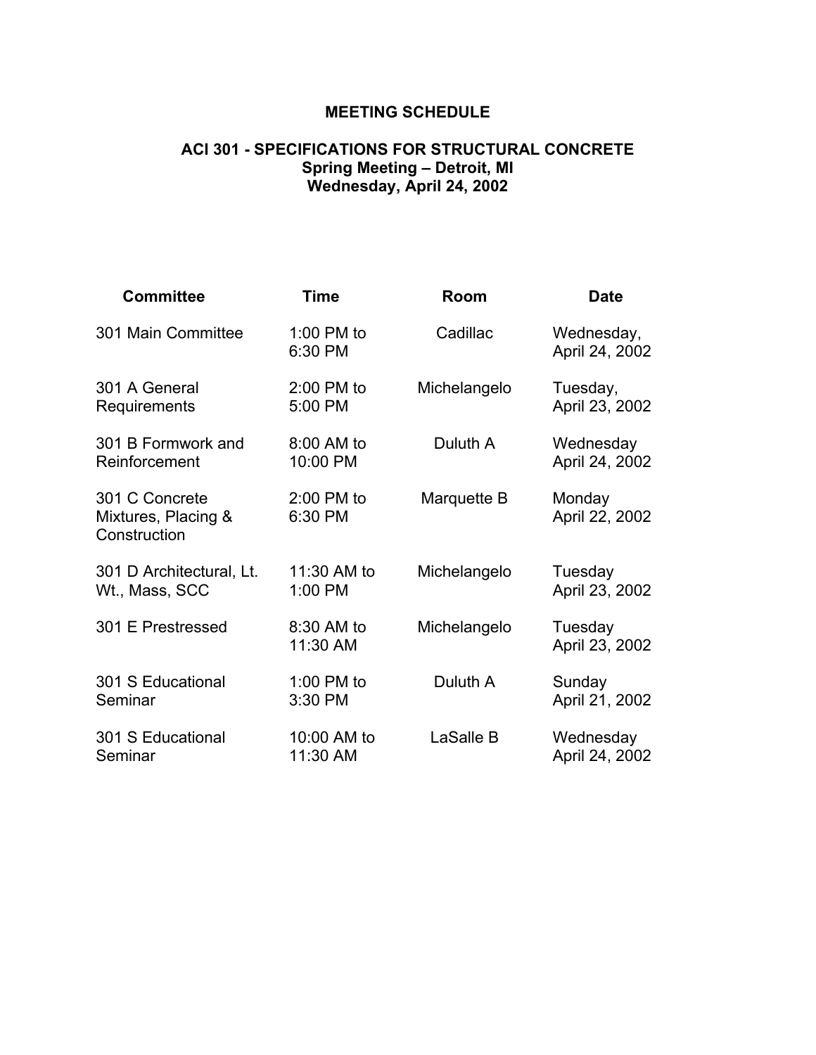**MEETING SCHEDULE**

**ACI 301 - SPECIFICATIONS FOR STRUCTURAL CONCRETE**
**Spring Meeting – Detroit, MI**
**Wednesday, April 24, 2002**

| Committee | Time | Room | Date |
|---|---|---|---|
| 301 Main Committee | 1:00 PM to 6:30 PM | Cadillac | Wednesday, April 24, 2002 |
| 301 A General Requirements | 2:00 PM to 5:00 PM | Michelangelo | Tuesday, April 23, 2002 |
| 301 B Formwork and Reinforcement | 8:00 AM to 10:00 PM | Duluth A | Wednesday April 24, 2002 |
| 301 C Concrete Mixtures, Placing & Construction | 2:00 PM to 6:30 PM | Marquette B | Monday April 22, 2002 |
| 301 D Architectural, Lt. Wt., Mass, SCC | 11:30 AM to 1:00 PM | Michelangelo | Tuesday April 23, 2002 |
| 301 E Prestressed | 8:30 AM to 11:30 AM | Michelangelo | Tuesday April 23, 2002 |
| 301 S Educational Seminar | 1:00 PM to 3:30 PM | Duluth A | Sunday April 21, 2002 |
| 301 S Educational Seminar | 10:00 AM to 11:30 AM | LaSalle B | Wednesday April 24, 2002 |